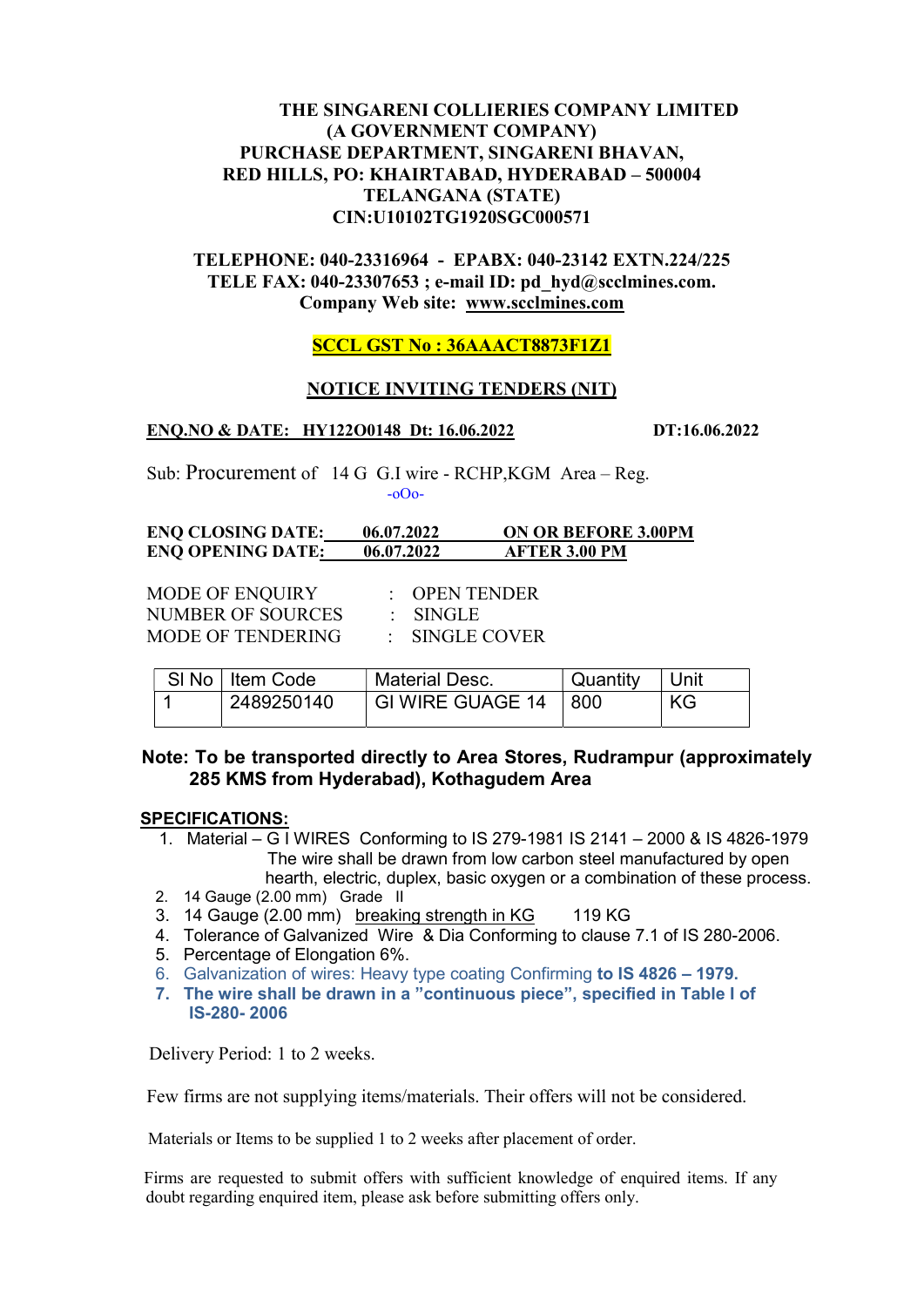**THE SINGARENI COLLIERIES COMPANY LIMITED**
**(A GOVERNMENT COMPANY)**
**PURCHASE DEPARTMENT, SINGARENI BHAVAN,**
**RED HILLS, PO: KHAIRTABAD, HYDERABAD – 500004**
**TELANGANA (STATE)**
**CIN:U10102TG1920SGC000571**

**TELEPHONE: 040-23316964 - EPABX: 040-23142 EXTN.224/225**
**TELE FAX: 040-23307653 ; e-mail ID: pd_hyd@scclmines.com.**
**Company Web site: www.scclmines.com**

**SCCL GST No : 36AAACT8873F1Z1**

## NOTICE INVITING TENDERS (NIT)

**ENQ.NO & DATE: HY122O0148 Dt: 16.06.2022** **DT:16.06.2022**

Sub: Procurement of 14 G G.I wire - RCHP,KGM Area – Reg.

-oOo-

**ENQ CLOSING DATE: 06.07.2022 ON OR BEFORE 3.00PM**
**ENQ OPENING DATE: 06.07.2022 AFTER 3.00 PM**

MODE OF ENQUIRY : OPEN TENDER
NUMBER OF SOURCES : SINGLE
MODE OF TENDERING : SINGLE COVER

| Sl No | Item Code | Material Desc. | Quantity | Unit |
|---|---|---|---|---|
| 1 | 2489250140 | GI WIRE GUAGE 14 | 800 | KG |

**Note: To be transported directly to Area Stores, Rudrampur (approximately 285 KMS from Hyderabad), Kothagudem Area**

**SPECIFICATIONS:**

1. Material – G I WIRES Conforming to IS 279-1981 IS 2141 – 2000 & IS 4826-1979
   The wire shall be drawn from low carbon steel manufactured by open hearth, electric, duplex, basic oxygen or a combination of these process.
2. 14 Gauge (2.00 mm) Grade II
3. 14 Gauge (2.00 mm) breaking strength in KG 119 KG
4. Tolerance of Galvanized Wire & Dia Conforming to clause 7.1 of IS 280-2006.
5. Percentage of Elongation 6%.
6. Galvanization of wires: Heavy type coating Confirming **to IS 4826 – 1979.**
7. **The wire shall be drawn in a "continuous piece", specified in Table I of IS-280- 2006**

Delivery Period: 1 to 2 weeks.

Few firms are not supplying items/materials. Their offers will not be considered.

Materials or Items to be supplied 1 to 2 weeks after placement of order.

Firms are requested to submit offers with sufficient knowledge of enquired items. If any doubt regarding enquired item, please ask before submitting offers only.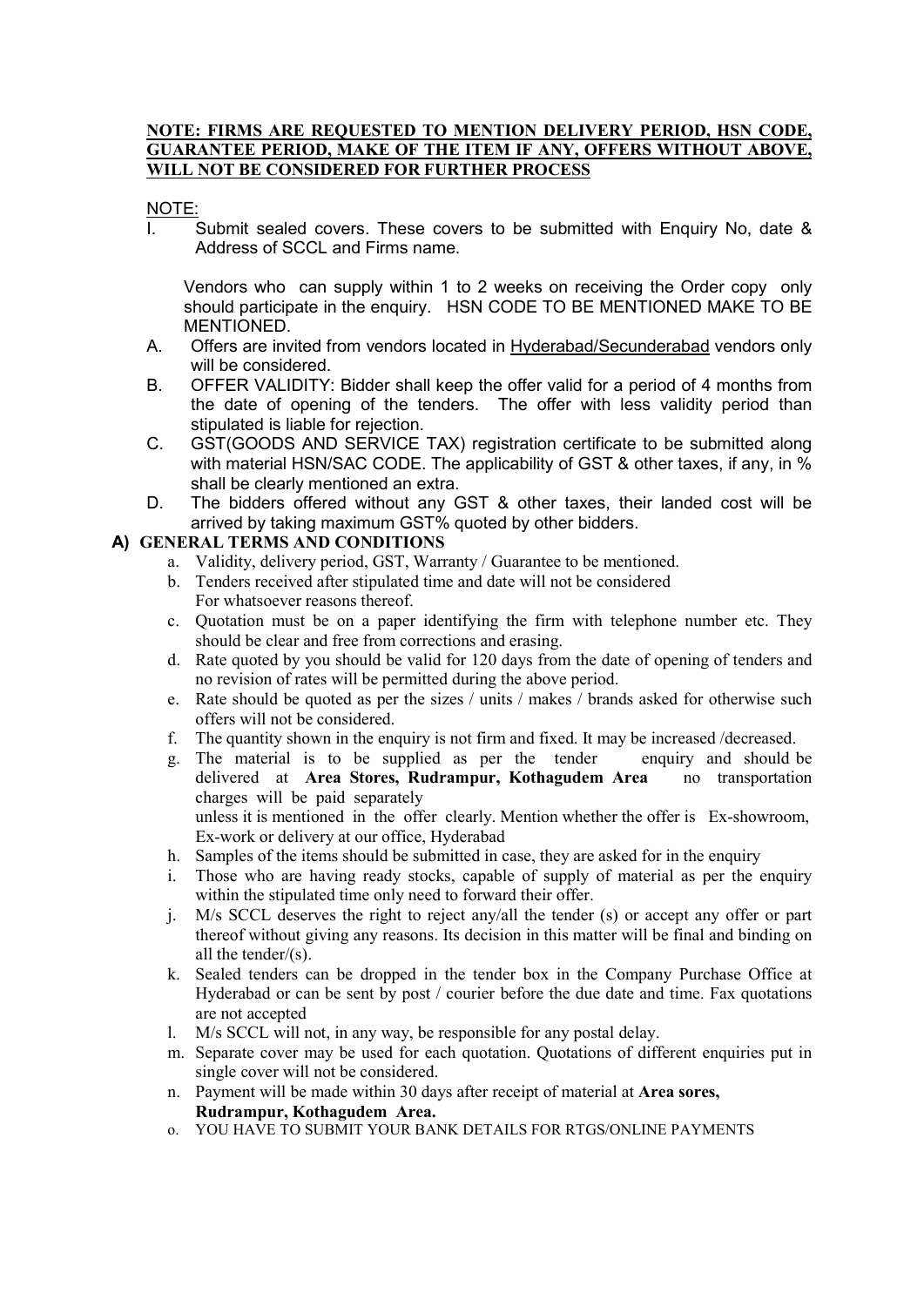**NOTE: FIRMS ARE REQUESTED TO MENTION DELIVERY PERIOD, HSN CODE, GUARANTEE PERIOD, MAKE OF THE ITEM IF ANY, OFFERS WITHOUT ABOVE, WILL NOT BE CONSIDERED FOR FURTHER PROCESS**

NOTE:

I. Submit sealed covers. These covers to be submitted with Enquiry No, date & Address of SCCL and Firms name.

   Vendors who can supply within 1 to 2 weeks on receiving the Order copy only should participate in the enquiry. HSN CODE TO BE MENTIONED MAKE TO BE MENTIONED.

A. Offers are invited from vendors located in Hyderabad/Secunderabad vendors only will be considered.

B. OFFER VALIDITY: Bidder shall keep the offer valid for a period of 4 months from the date of opening of the tenders. The offer with less validity period than stipulated is liable for rejection.

C. GST(GOODS AND SERVICE TAX) registration certificate to be submitted along with material HSN/SAC CODE. The applicability of GST & other taxes, if any, in % shall be clearly mentioned an extra.

D. The bidders offered without any GST & other taxes, their landed cost will be arrived by taking maximum GST% quoted by other bidders.

**A) GENERAL TERMS AND CONDITIONS**

a. Validity, delivery period, GST, Warranty / Guarantee to be mentioned.
b. Tenders received after stipulated time and date will not be considered For whatsoever reasons thereof.
c. Quotation must be on a paper identifying the firm with telephone number etc. They should be clear and free from corrections and erasing.
d. Rate quoted by you should be valid for 120 days from the date of opening of tenders and no revision of rates will be permitted during the above period.
e. Rate should be quoted as per the sizes / units / makes / brands asked for otherwise such offers will not be considered.
f. The quantity shown in the enquiry is not firm and fixed. It may be increased /decreased.
g. The material is to be supplied as per the tender enquiry and should be delivered at **Area Stores, Rudrampur, Kothagudem Area** no transportation charges will be paid separately unless it is mentioned in the offer clearly. Mention whether the offer is Ex-showroom, Ex-work or delivery at our office, Hyderabad
h. Samples of the items should be submitted in case, they are asked for in the enquiry
i. Those who are having ready stocks, capable of supply of material as per the enquiry within the stipulated time only need to forward their offer.
j. M/s SCCL deserves the right to reject any/all the tender (s) or accept any offer or part thereof without giving any reasons. Its decision in this matter will be final and binding on all the tender/(s).
k. Sealed tenders can be dropped in the tender box in the Company Purchase Office at Hyderabad or can be sent by post / courier before the due date and time. Fax quotations are not accepted
l. M/s SCCL will not, in any way, be responsible for any postal delay.
m. Separate cover may be used for each quotation. Quotations of different enquiries put in single cover will not be considered.
n. Payment will be made within 30 days after receipt of material at **Area sores, Rudrampur, Kothagudem Area.**
o. YOU HAVE TO SUBMIT YOUR BANK DETAILS FOR RTGS/ONLINE PAYMENTS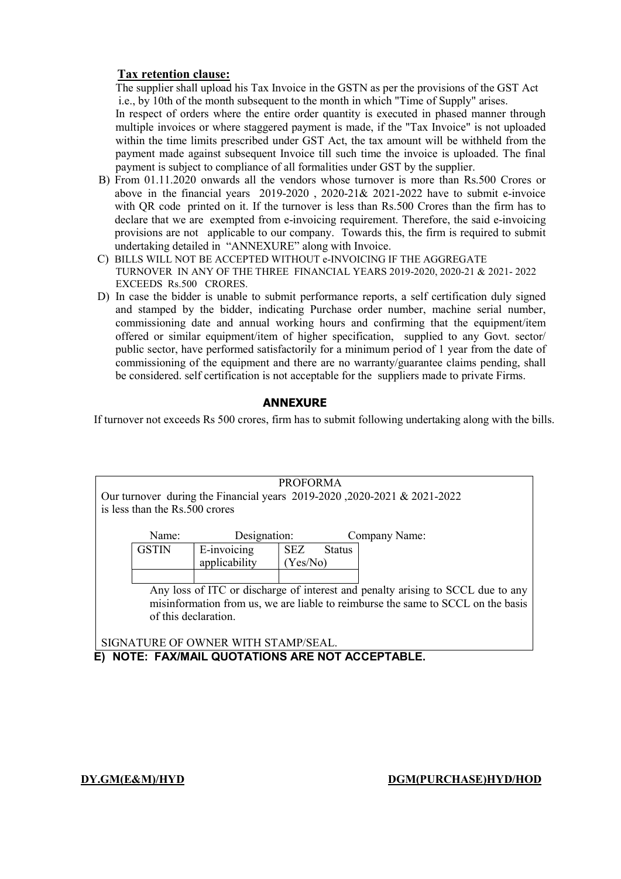**Tax retention clause:**

The supplier shall upload his Tax Invoice in the GSTN as per the provisions of the GST Act i.e., by 10th of the month subsequent to the month in which "Time of Supply" arises.

In respect of orders where the entire order quantity is executed in phased manner through multiple invoices or where staggered payment is made, if the "Tax Invoice" is not uploaded within the time limits prescribed under GST Act, the tax amount will be withheld from the payment made against subsequent Invoice till such time the invoice is uploaded. The final payment is subject to compliance of all formalities under GST by the supplier.

B) From 01.11.2020 onwards all the vendors whose turnover is more than Rs.500 Crores or above in the financial years 2019-2020 , 2020-21& 2021-2022 have to submit e-invoice with QR code printed on it. If the turnover is less than Rs.500 Crores than the firm has to declare that we are exempted from e-invoicing requirement. Therefore, the said e-invoicing provisions are not applicable to our company. Towards this, the firm is required to submit undertaking detailed in "ANNEXURE" along with Invoice.

C) BILLS WILL NOT BE ACCEPTED WITHOUT e-INVOICING IF THE AGGREGATE TURNOVER IN ANY OF THE THREE FINANCIAL YEARS 2019-2020, 2020-21 & 2021- 2022 EXCEEDS Rs.500 CRORES.

D) In case the bidder is unable to submit performance reports, a self certification duly signed and stamped by the bidder, indicating Purchase order number, machine serial number, commissioning date and annual working hours and confirming that the equipment/item offered or similar equipment/item of higher specification, supplied to any Govt. sector/ public sector, have performed satisfactorily for a minimum period of 1 year from the date of commissioning of the equipment and there are no warranty/guarantee claims pending, shall be considered. self certification is not acceptable for the suppliers made to private Firms.

## ANNEXURE

If turnover not exceeds Rs 500 crores, firm has to submit following undertaking along with the bills.

PROFORMA

Our turnover during the Financial years 2019-2020 ,2020-2021 & 2021-2022 is less than the Rs.500 crores

Name: Designation: Company Name:

| GSTIN | E-invoicing applicability | SEZ Status (Yes/No) |
|---|---|---|
| | | |

Any loss of ITC or discharge of interest and penalty arising to SCCL due to any misinformation from us, we are liable to reimburse the same to SCCL on the basis of this declaration.

SIGNATURE OF OWNER WITH STAMP/SEAL.

**E) NOTE: FAX/MAIL QUOTATIONS ARE NOT ACCEPTABLE.**

**DY.GM(E&M)/HYD** **DGM(PURCHASE)HYD/HOD**